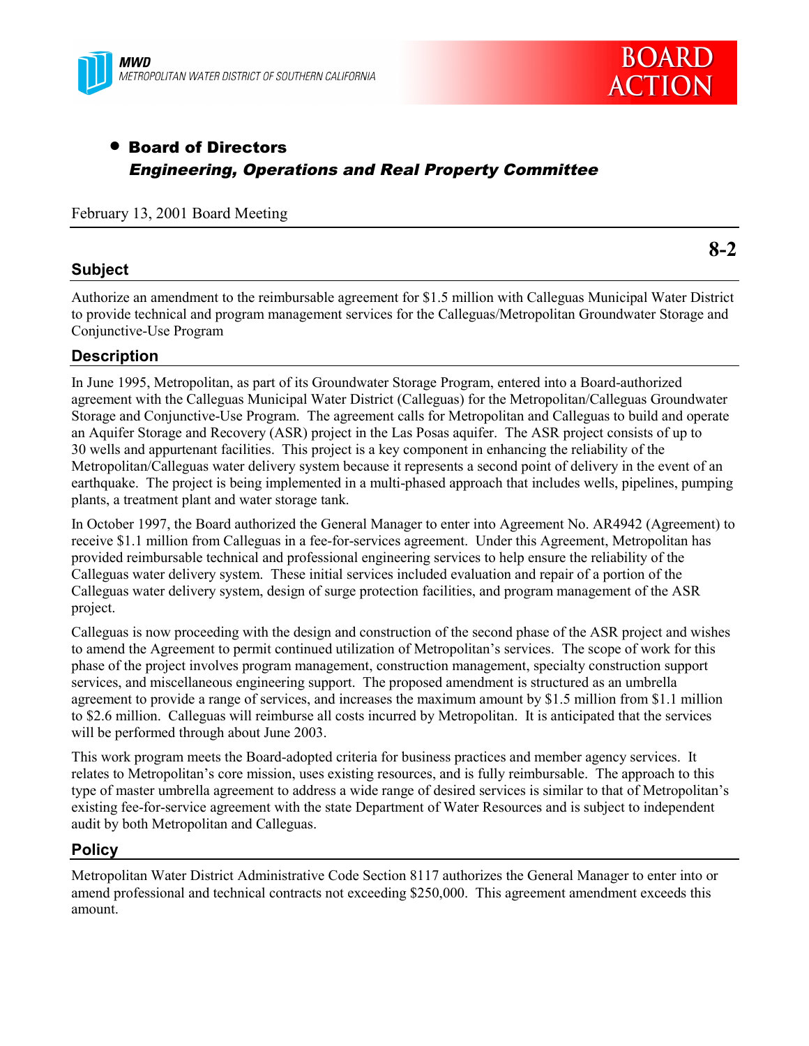MWD
METROPOLITAN WATER DISTRICT OF SOUTHERN CALIFORNIA

BOARD ACTION

- **Board of Directors**
  ***Engineering, Operations and Real Property Committee***

February 13, 2001 Board Meeting

**8-2**

## Subject

Authorize an amendment to the reimbursable agreement for $1.5 million with Calleguas Municipal Water District to provide technical and program management services for the Calleguas/Metropolitan Groundwater Storage and Conjunctive-Use Program

## Description

In June 1995, Metropolitan, as part of its Groundwater Storage Program, entered into a Board-authorized agreement with the Calleguas Municipal Water District (Calleguas) for the Metropolitan/Calleguas Groundwater Storage and Conjunctive-Use Program. The agreement calls for Metropolitan and Calleguas to build and operate an Aquifer Storage and Recovery (ASR) project in the Las Posas aquifer. The ASR project consists of up to 30 wells and appurtenant facilities. This project is a key component in enhancing the reliability of the Metropolitan/Calleguas water delivery system because it represents a second point of delivery in the event of an earthquake. The project is being implemented in a multi-phased approach that includes wells, pipelines, pumping plants, a treatment plant and water storage tank.

In October 1997, the Board authorized the General Manager to enter into Agreement No. AR4942 (Agreement) to receive $1.1 million from Calleguas in a fee-for-services agreement. Under this Agreement, Metropolitan has provided reimbursable technical and professional engineering services to help ensure the reliability of the Calleguas water delivery system. These initial services included evaluation and repair of a portion of the Calleguas water delivery system, design of surge protection facilities, and program management of the ASR project.

Calleguas is now proceeding with the design and construction of the second phase of the ASR project and wishes to amend the Agreement to permit continued utilization of Metropolitan's services. The scope of work for this phase of the project involves program management, construction management, specialty construction support services, and miscellaneous engineering support. The proposed amendment is structured as an umbrella agreement to provide a range of services, and increases the maximum amount by $1.5 million from $1.1 million to $2.6 million. Calleguas will reimburse all costs incurred by Metropolitan. It is anticipated that the services will be performed through about June 2003.

This work program meets the Board-adopted criteria for business practices and member agency services. It relates to Metropolitan's core mission, uses existing resources, and is fully reimbursable. The approach to this type of master umbrella agreement to address a wide range of desired services is similar to that of Metropolitan's existing fee-for-service agreement with the state Department of Water Resources and is subject to independent audit by both Metropolitan and Calleguas.

## Policy

Metropolitan Water District Administrative Code Section 8117 authorizes the General Manager to enter into or amend professional and technical contracts not exceeding $250,000. This agreement amendment exceeds this amount.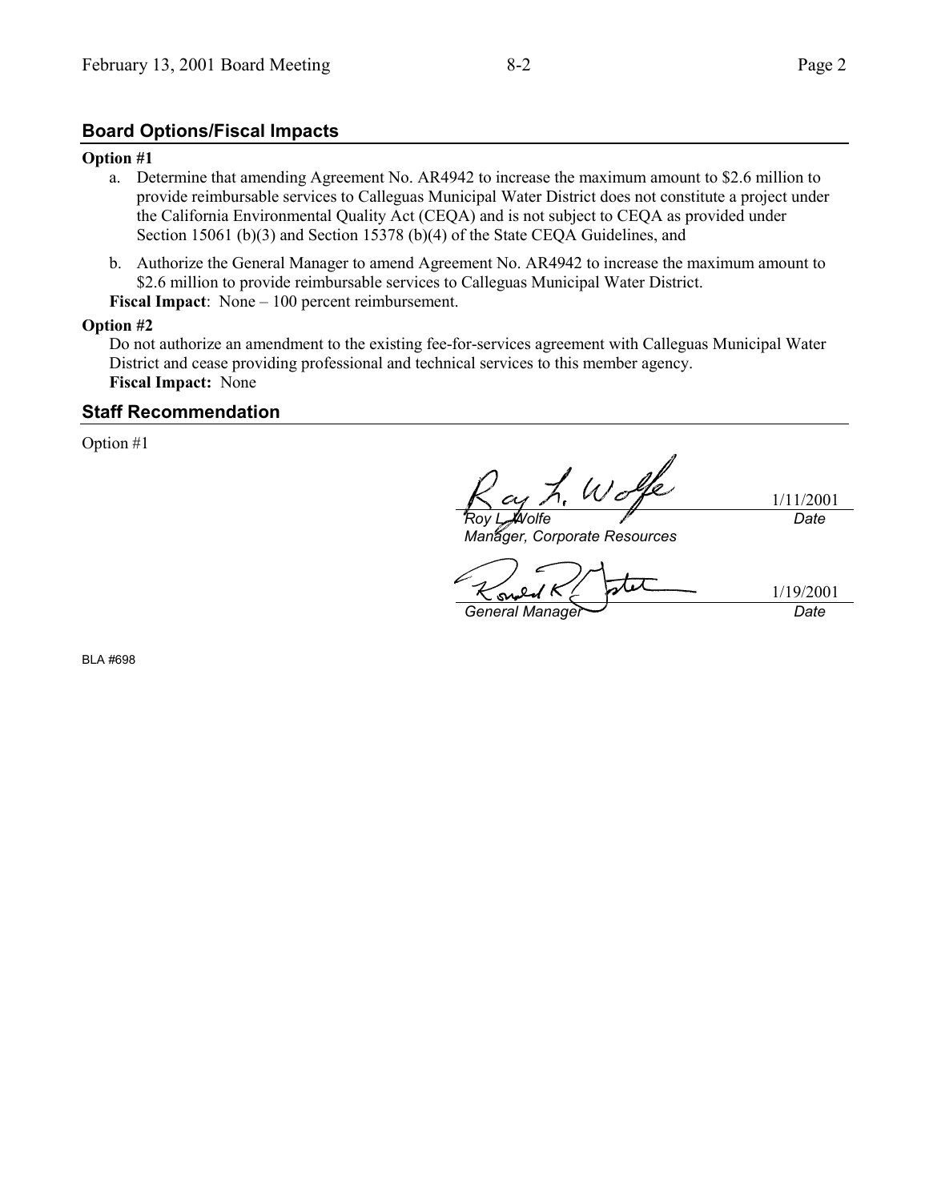## Board Options/Fiscal Impacts

**Option #1**

a. Determine that amending Agreement No. AR4942 to increase the maximum amount to $2.6 million to provide reimbursable services to Calleguas Municipal Water District does not constitute a project under the California Environmental Quality Act (CEQA) and is not subject to CEQA as provided under Section 15061 (b)(3) and Section 15378 (b)(4) of the State CEQA Guidelines, and

b. Authorize the General Manager to amend Agreement No. AR4942 to increase the maximum amount to $2.6 million to provide reimbursable services to Calleguas Municipal Water District.

**Fiscal Impact**: None – 100 percent reimbursement.

**Option #2**

Do not authorize an amendment to the existing fee-for-services agreement with Calleguas Municipal Water District and cease providing professional and technical services to this member agency.

**Fiscal Impact:** None

## Staff Recommendation

Option #1

| | |
|---|---|
| *Roy L. Wolfe*<br>*Manager, Corporate Resources* | 1/11/2001<br>*Date* |
| *General Manager* | 1/19/2001<br>*Date* |

BLA #698